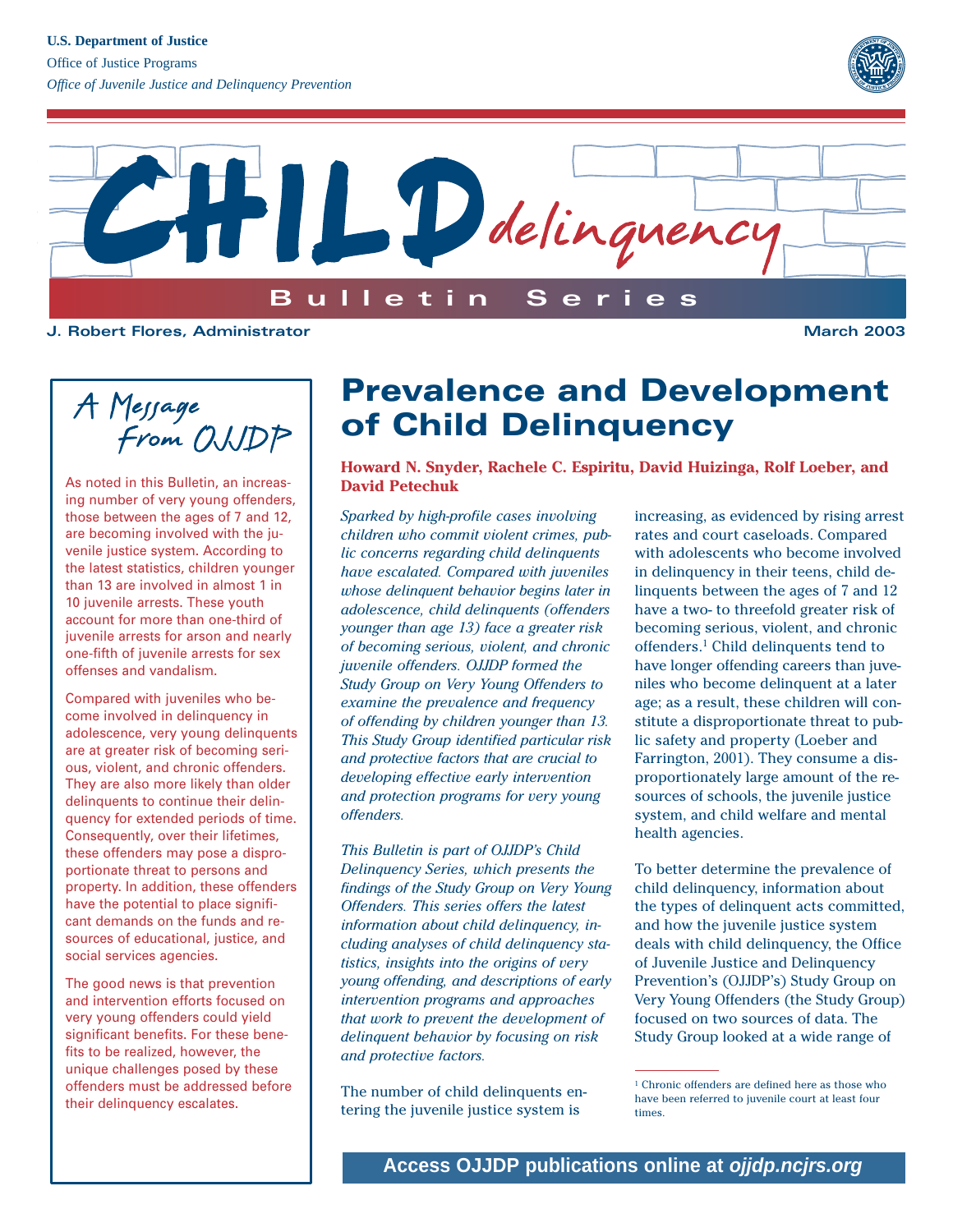U.S. Department of Justice

Office of Justice Programs

*Office of Juvenile Justice and Delinquency Prevention*

# CHILD delinquency

**Bulletin Series**

**J. Robert Flores, Administrator** **March 2003**

## A Message From OJJDP

As noted in this Bulletin, an increasing number of very young offenders, those between the ages of 7 and 12, are becoming involved with the juvenile justice system. According to the latest statistics, children younger than 13 are involved in almost 1 in 10 juvenile arrests. These youth account for more than one-third of juvenile arrests for arson and nearly one-fifth of juvenile arrests for sex offenses and vandalism.

Compared with juveniles who become involved in delinquency in adolescence, very young delinquents are at greater risk of becoming serious, violent, and chronic offenders. They are also more likely than older delinquents to continue their delinquency for extended periods of time. Consequently, over their lifetimes, these offenders may pose a disproportionate threat to persons and property. In addition, these offenders have the potential to place significant demands on the funds and resources of educational, justice, and social services agencies.

The good news is that prevention and intervention efforts focused on very young offenders could yield significant benefits. For these benefits to be realized, however, the unique challenges posed by these offenders must be addressed before their delinquency escalates.

# Prevalence and Development of Child Delinquency

**Howard N. Snyder, Rachele C. Espiritu, David Huizinga, Rolf Loeber, and David Petechuk**

*Sparked by high-profile cases involving children who commit violent crimes, public concerns regarding child delinquents have escalated. Compared with juveniles whose delinquent behavior begins later in adolescence, child delinquents (offenders younger than age 13) face a greater risk of becoming serious, violent, and chronic juvenile offenders. OJJDP formed the Study Group on Very Young Offenders to examine the prevalence and frequency of offending by children younger than 13. This Study Group identified particular risk and protective factors that are crucial to developing effective early intervention and protection programs for very young offenders.*

*This Bulletin is part of OJJDP's Child Delinquency Series, which presents the findings of the Study Group on Very Young Offenders. This series offers the latest information about child delinquency, including analyses of child delinquency statistics, insights into the origins of very young offending, and descriptions of early intervention programs and approaches that work to prevent the development of delinquent behavior by focusing on risk and protective factors.*

The number of child delinquents entering the juvenile justice system is increasing, as evidenced by rising arrest rates and court caseloads. Compared with adolescents who become involved in delinquency in their teens, child delinquents between the ages of 7 and 12 have a two- to threefold greater risk of becoming serious, violent, and chronic offenders.[1] Child delinquents tend to have longer offending careers than juveniles who become delinquent at a later age; as a result, these children will constitute a disproportionate threat to public safety and property (Loeber and Farrington, 2001). They consume a disproportionately large amount of the resources of schools, the juvenile justice system, and child welfare and mental health agencies.

To better determine the prevalence of child delinquency, information about the types of delinquent acts committed, and how the juvenile justice system deals with child delinquency, the Office of Juvenile Justice and Delinquency Prevention's (OJJDP's) Study Group on Very Young Offenders (the Study Group) focused on two sources of data. The Study Group looked at a wide range of

[1] Chronic offenders are defined here as those who have been referred to juvenile court at least four times.

**Access OJJDP publications online at *ojjdp.ncjrs.org***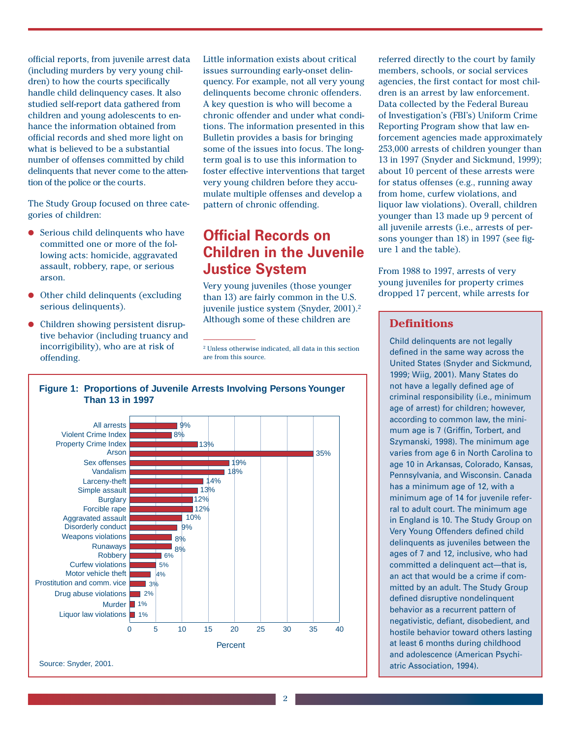official reports, from juvenile arrest data (including murders by very young children) to how the courts specifically handle child delinquency cases. It also studied self-report data gathered from children and young adolescents to enhance the information obtained from official records and shed more light on what is believed to be a substantial number of offenses committed by child delinquents that never come to the attention of the police or the courts.

The Study Group focused on three categories of children:

- Serious child delinquents who have committed one or more of the following acts: homicide, aggravated assault, robbery, rape, or serious arson.
- Other child delinquents (excluding serious delinquents).
- Children showing persistent disruptive behavior (including truancy and incorrigibility), who are at risk of offending.

Little information exists about critical issues surrounding early-onset delinquency. For example, not all very young delinquents become chronic offenders. A key question is who will become a chronic offender and under what conditions. The information presented in this Bulletin provides a basis for bringing some of the issues into focus. The long-term goal is to use this information to foster effective interventions that target very young children before they accumulate multiple offenses and develop a pattern of chronic offending.

## Official Records on Children in the Juvenile Justice System

Very young juveniles (those younger than 13) are fairly common in the U.S. juvenile justice system (Snyder, 2001).[2] Although some of these children are referred directly to the court by family members, schools, or social services agencies, the first contact for most children is an arrest by law enforcement. Data collected by the Federal Bureau of Investigation's (FBI's) Uniform Crime Reporting Program show that law enforcement agencies made approximately 253,000 arrests of children younger than 13 in 1997 (Snyder and Sickmund, 1999); about 10 percent of these arrests were for status offenses (e.g., running away from home, curfew violations, and liquor law violations). Overall, children younger than 13 made up 9 percent of all juvenile arrests (i.e., arrests of persons younger than 18) in 1997 (see figure 1 and the table).

From 1988 to 1997, arrests of very young juveniles for property crimes dropped 17 percent, while arrests for

[2] Unless otherwise indicated, all data in this section are from this source.

**Figure 1: Proportions of Juvenile Arrests Involving Persons Younger Than 13 in 1997**

| Offense | Percent |
|---|---|
| All arrests | 9% |
| Violent Crime Index | 8% |
| Property Crime Index | 13% |
| Arson | 35% |
| Sex offenses | 19% |
| Vandalism | 18% |
| Larceny-theft | 14% |
| Simple assault | 13% |
| Burglary | 12% |
| Forcible rape | 12% |
| Aggravated assault | 10% |
| Disorderly conduct | 9% |
| Weapons violations | 8% |
| Runaways | 8% |
| Robbery | 6% |
| Curfew violations | 5% |
| Motor vehicle theft | 4% |
| Prostitution and comm. vice | 3% |
| Drug abuse violations | 2% |
| Murder | 1% |
| Liquor law violations | 1% |

Source: Snyder, 2001.

### Definitions

Child delinquents are not legally defined in the same way across the United States (Snyder and Sickmund, 1999; Wiig, 2001). Many States do not have a legally defined age of criminal responsibility (i.e., minimum age of arrest) for children; however, according to common law, the minimum age is 7 (Griffin, Torbert, and Szymanski, 1998). The minimum age varies from age 6 in North Carolina to age 10 in Arkansas, Colorado, Kansas, Pennsylvania, and Wisconsin. Canada has a minimum age of 12, with a minimum age of 14 for juvenile referral to adult court. The minimum age in England is 10. The Study Group on Very Young Offenders defined child delinquents as juveniles between the ages of 7 and 12, inclusive, who had committed a delinquent act—that is, an act that would be a crime if committed by an adult. The Study Group defined disruptive nondelinquent behavior as a recurrent pattern of negativistic, defiant, disobedient, and hostile behavior toward others lasting at least 6 months during childhood and adolescence (American Psychiatric Association, 1994).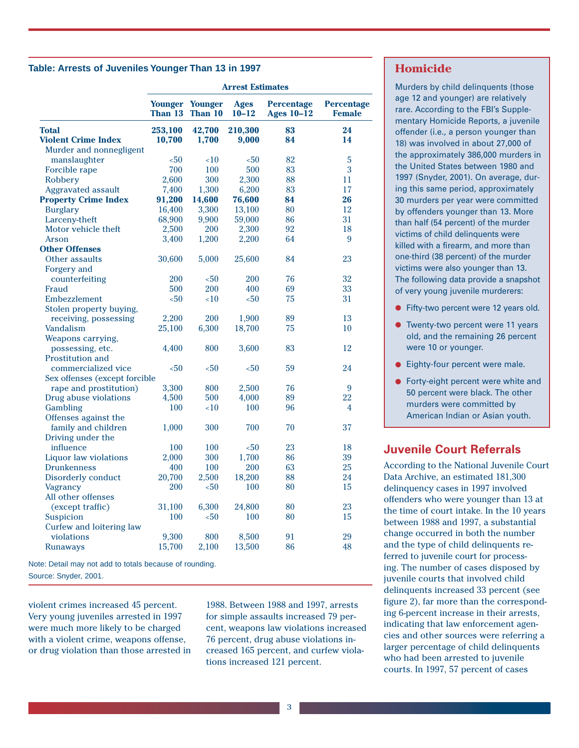**Table: Arrests of Juveniles Younger Than 13 in 1997**

| | Arrest Estimates | | | | |
|---|---|---|---|---|---|
| | Younger Than 13 | Younger Than 10 | Ages 10–12 | Percentage Ages 10–12 | Percentage Female |
| **Total** | **253,100** | **42,700** | **210,300** | **83** | **24** |
| **Violent Crime Index** | **10,700** | **1,700** | **9,000** | **84** | **14** |
| Murder and nonnegligent manslaughter | <50 | <10 | <50 | 82 | 5 |
| Forcible rape | 700 | 100 | 500 | 83 | 3 |
| Robbery | 2,600 | 300 | 2,300 | 88 | 11 |
| Aggravated assault | 7,400 | 1,300 | 6,200 | 83 | 17 |
| **Property Crime Index** | **91,200** | **14,600** | **76,600** | **84** | **26** |
| Burglary | 16,400 | 3,300 | 13,100 | 80 | 12 |
| Larceny-theft | 68,900 | 9,900 | 59,000 | 86 | 31 |
| Motor vehicle theft | 2,500 | 200 | 2,300 | 92 | 18 |
| Arson | 3,400 | 1,200 | 2,200 | 64 | 9 |
| **Other Offenses** | | | | | |
| Other assaults | 30,600 | 5,000 | 25,600 | 84 | 23 |
| Forgery and counterfeiting | 200 | <50 | 200 | 76 | 32 |
| Fraud | 500 | 200 | 400 | 69 | 33 |
| Embezzlement | <50 | <10 | <50 | 75 | 31 |
| Stolen property buying, receiving, possessing | 2,200 | 200 | 1,900 | 89 | 13 |
| Vandalism | 25,100 | 6,300 | 18,700 | 75 | 10 |
| Weapons carrying, possessing, etc. | 4,400 | 800 | 3,600 | 83 | 12 |
| Prostitution and commercialized vice | <50 | <50 | <50 | 59 | 24 |
| Sex offenses (except forcible rape and prostitution) | 3,300 | 800 | 2,500 | 76 | 9 |
| Drug abuse violations | 4,500 | 500 | 4,000 | 89 | 22 |
| Gambling | 100 | <10 | 100 | 96 | 4 |
| Offenses against the family and children | 1,000 | 300 | 700 | 70 | 37 |
| Driving under the influence | 100 | 100 | <50 | 23 | 18 |
| Liquor law violations | 2,000 | 300 | 1,700 | 86 | 39 |
| Drunkenness | 400 | 100 | 200 | 63 | 25 |
| Disorderly conduct | 20,700 | 2,500 | 18,200 | 88 | 24 |
| Vagrancy | 200 | <50 | 100 | 80 | 15 |
| All other offenses (except traffic) | 31,100 | 6,300 | 24,800 | 80 | 23 |
| Suspicion | 100 | <50 | 100 | 80 | 15 |
| Curfew and loitering law violations | 9,300 | 800 | 8,500 | 91 | 29 |
| Runaways | 15,700 | 2,100 | 13,500 | 86 | 48 |

Note: Detail may not add to totals because of rounding.

Source: Snyder, 2001.

violent crimes increased 45 percent. Very young juveniles arrested in 1997 were much more likely to be charged with a violent crime, weapons offense, or drug violation than those arrested in 1988. Between 1988 and 1997, arrests for simple assaults increased 79 percent, weapons law violations increased 76 percent, drug abuse violations increased 165 percent, and curfew violations increased 121 percent.

## Homicide

Murders by child delinquents (those age 12 and younger) are relatively rare. According to the FBI's Supplementary Homicide Reports, a juvenile offender (i.e., a person younger than 18) was involved in about 27,000 of the approximately 386,000 murders in the United States between 1980 and 1997 (Snyder, 2001). On average, during this same period, approximately 30 murders per year were committed by offenders younger than 13. More than half (54 percent) of the murder victims of child delinquents were killed with a firearm, and more than one-third (38 percent) of the murder victims were also younger than 13. The following data provide a snapshot of very young juvenile murderers:

- Fifty-two percent were 12 years old.
- Twenty-two percent were 11 years old, and the remaining 26 percent were 10 or younger.
- Eighty-four percent were male.
- Forty-eight percent were white and 50 percent were black. The other murders were committed by American Indian or Asian youth.

## Juvenile Court Referrals

According to the National Juvenile Court Data Archive, an estimated 181,300 delinquency cases in 1997 involved offenders who were younger than 13 at the time of court intake. In the 10 years between 1988 and 1997, a substantial change occurred in both the number and the type of child delinquents referred to juvenile court for processing. The number of cases disposed by juvenile courts that involved child delinquents increased 33 percent (see figure 2), far more than the corresponding 6-percent increase in their arrests, indicating that law enforcement agencies and other sources were referring a larger percentage of child delinquents who had been arrested to juvenile courts. In 1997, 57 percent of cases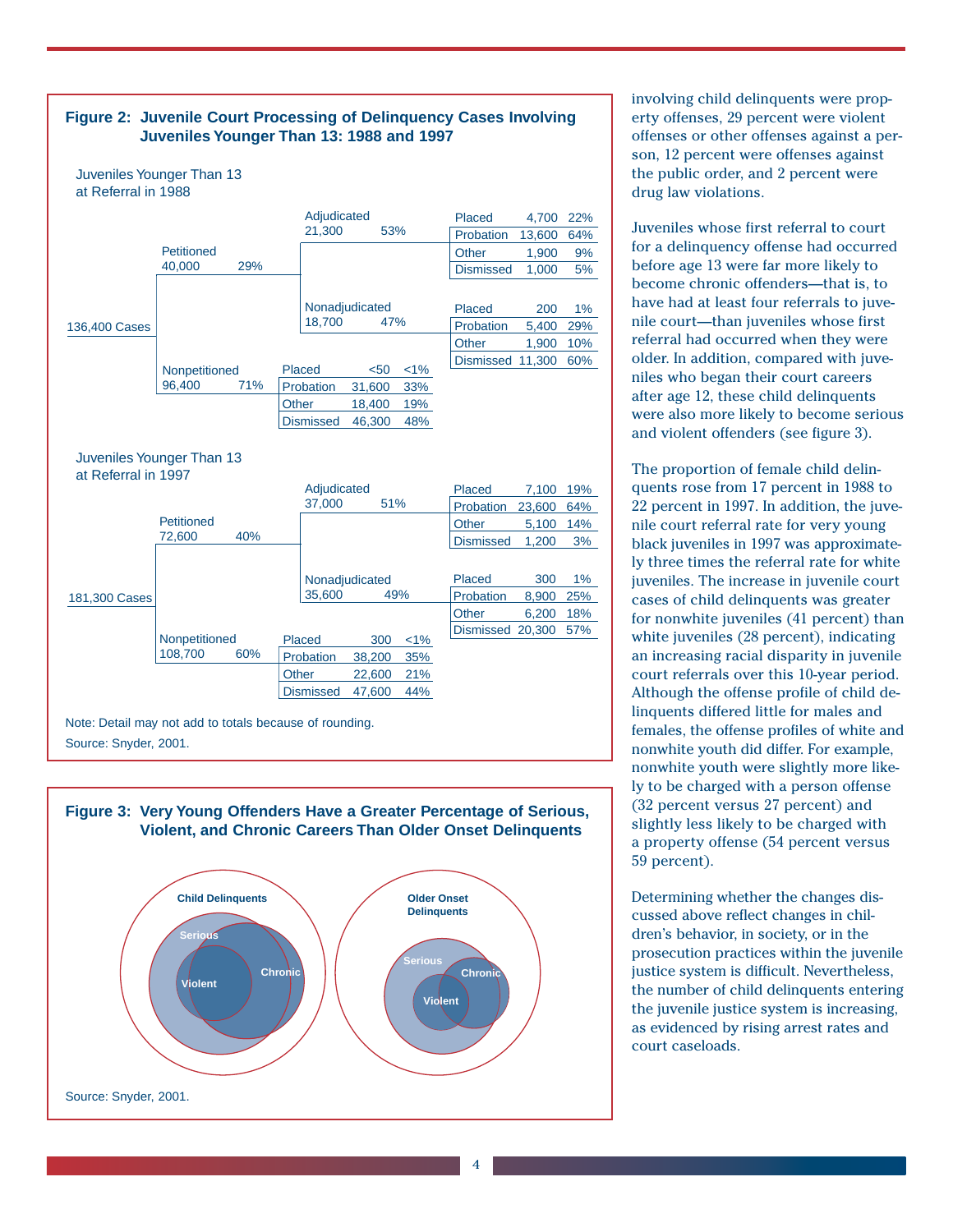**Figure 2: Juvenile Court Processing of Delinquency Cases Involving Juveniles Younger Than 13: 1988 and 1997**

Juveniles Younger Than 13 at Referral in 1988

136,400 Cases

- Petitioned 40,000 29%
  - Adjudicated 21,300 53%

| Outcome | Number | Percent |
|---|---|---|
| Placed | 4,700 | 22% |
| Probation | 13,600 | 64% |
| Other | 1,900 | 9% |
| Dismissed | 1,000 | 5% |

  - Nonadjudicated 18,700 47%

| Outcome | Number | Percent |
|---|---|---|
| Placed | 200 | 1% |
| Probation | 5,400 | 29% |
| Other | 1,900 | 10% |
| Dismissed | 11,300 | 60% |

- Nonpetitioned 96,400 71%

| Outcome | Number | Percent |
|---|---|---|
| Placed | <50 | <1% |
| Probation | 31,600 | 33% |
| Other | 18,400 | 19% |
| Dismissed | 46,300 | 48% |

Juveniles Younger Than 13 at Referral in 1997

181,300 Cases

- Petitioned 72,600 40%
  - Adjudicated 37,000 51%

| Outcome | Number | Percent |
|---|---|---|
| Placed | 7,100 | 19% |
| Probation | 23,600 | 64% |
| Other | 5,100 | 14% |
| Dismissed | 1,200 | 3% |

  - Nonadjudicated 35,600 49%

| Outcome | Number | Percent |
|---|---|---|
| Placed | 300 | 1% |
| Probation | 8,900 | 25% |
| Other | 6,200 | 18% |
| Dismissed | 20,300 | 57% |

- Nonpetitioned 108,700 60%

| Outcome | Number | Percent |
|---|---|---|
| Placed | 300 | <1% |
| Probation | 38,200 | 35% |
| Other | 22,600 | 21% |
| Dismissed | 47,600 | 44% |

Note: Detail may not add to totals because of rounding.

Source: Snyder, 2001.

**Figure 3: Very Young Offenders Have a Greater Percentage of Serious, Violent, and Chronic Careers Than Older Onset Delinquents**

Child Delinquents: Serious, Violent, Chronic

Older Onset Delinquents: Serious, Violent, Chronic

Source: Snyder, 2001.

involving child delinquents were property offenses, 29 percent were violent offenses or other offenses against a person, 12 percent were offenses against the public order, and 2 percent were drug law violations.

Juveniles whose first referral to court for a delinquency offense had occurred before age 13 were far more likely to become chronic offenders—that is, to have had at least four referrals to juvenile court—than juveniles whose first referral had occurred when they were older. In addition, compared with juveniles who began their court careers after age 12, these child delinquents were also more likely to become serious and violent offenders (see figure 3).

The proportion of female child delinquents rose from 17 percent in 1988 to 22 percent in 1997. In addition, the juvenile court referral rate for very young black juveniles in 1997 was approximately three times the referral rate for white juveniles. The increase in juvenile court cases of child delinquents was greater for nonwhite juveniles (41 percent) than white juveniles (28 percent), indicating an increasing racial disparity in juvenile court referrals over this 10-year period. Although the offense profile of child delinquents differed little for males and females, the offense profiles of white and nonwhite youth did differ. For example, nonwhite youth were slightly more likely to be charged with a person offense (32 percent versus 27 percent) and slightly less likely to be charged with a property offense (54 percent versus 59 percent).

Determining whether the changes discussed above reflect changes in children's behavior, in society, or in the prosecution practices within the juvenile justice system is difficult. Nevertheless, the number of child delinquents entering the juvenile justice system is increasing, as evidenced by rising arrest rates and court caseloads.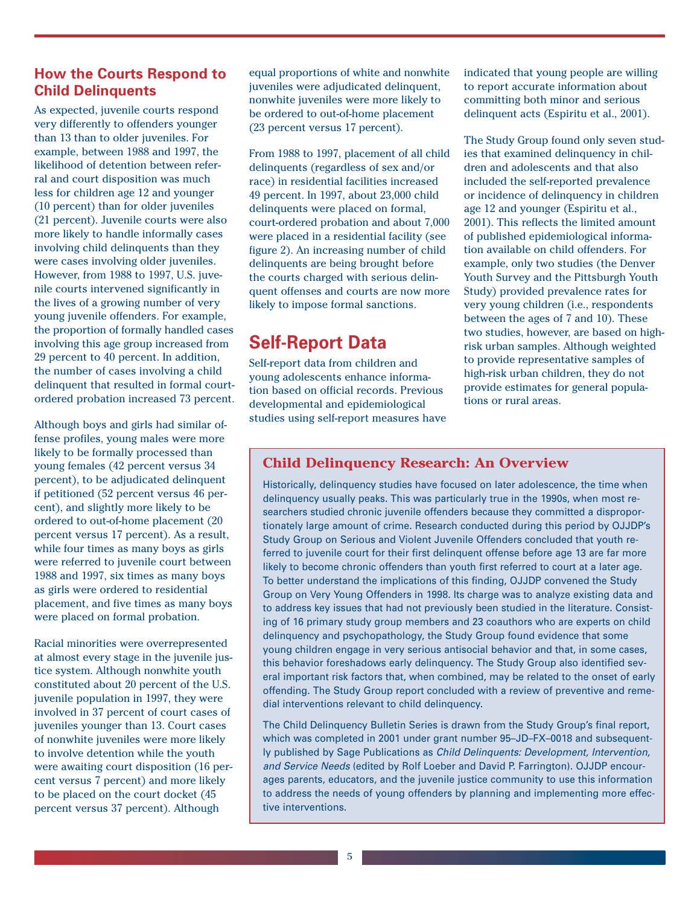## How the Courts Respond to Child Delinquents

As expected, juvenile courts respond very differently to offenders younger than 13 than to older juveniles. For example, between 1988 and 1997, the likelihood of detention between referral and court disposition was much less for children age 12 and younger (10 percent) than for older juveniles (21 percent). Juvenile courts were also more likely to handle informally cases involving child delinquents than they were cases involving older juveniles. However, from 1988 to 1997, U.S. juvenile courts intervened significantly in the lives of a growing number of very young juvenile offenders. For example, the proportion of formally handled cases involving this age group increased from 29 percent to 40 percent. In addition, the number of cases involving a child delinquent that resulted in formal court-ordered probation increased 73 percent.

Although boys and girls had similar offense profiles, young males were more likely to be formally processed than young females (42 percent versus 34 percent), to be adjudicated delinquent if petitioned (52 percent versus 46 percent), and slightly more likely to be ordered to out-of-home placement (20 percent versus 17 percent). As a result, while four times as many boys as girls were referred to juvenile court between 1988 and 1997, six times as many boys as girls were ordered to residential placement, and five times as many boys were placed on formal probation.

Racial minorities were overrepresented at almost every stage in the juvenile justice system. Although nonwhite youth constituted about 20 percent of the U.S. juvenile population in 1997, they were involved in 37 percent of court cases of juveniles younger than 13. Court cases of nonwhite juveniles were more likely to involve detention while the youth were awaiting court disposition (16 percent versus 7 percent) and more likely to be placed on the court docket (45 percent versus 37 percent). Although equal proportions of white and nonwhite juveniles were adjudicated delinquent, nonwhite juveniles were more likely to be ordered to out-of-home placement (23 percent versus 17 percent).

From 1988 to 1997, placement of all child delinquents (regardless of sex and/or race) in residential facilities increased 49 percent. In 1997, about 23,000 child delinquents were placed on formal, court-ordered probation and about 7,000 were placed in a residential facility (see figure 2). An increasing number of child delinquents are being brought before the courts charged with serious delinquent offenses and courts are now more likely to impose formal sanctions.

## Self-Report Data

Self-report data from children and young adolescents enhance information based on official records. Previous developmental and epidemiological studies using self-report measures have indicated that young people are willing to report accurate information about committing both minor and serious delinquent acts (Espiritu et al., 2001).

The Study Group found only seven studies that examined delinquency in children and adolescents and that also included the self-reported prevalence or incidence of delinquency in children age 12 and younger (Espiritu et al., 2001). This reflects the limited amount of published epidemiological information available on child offenders. For example, only two studies (the Denver Youth Survey and the Pittsburgh Youth Study) provided prevalence rates for very young children (i.e., respondents between the ages of 7 and 10). These two studies, however, are based on high-risk urban samples. Although weighted to provide representative samples of high-risk urban children, they do not provide estimates for general populations or rural areas.

### Child Delinquency Research: An Overview

Historically, delinquency studies have focused on later adolescence, the time when delinquency usually peaks. This was particularly true in the 1990s, when most researchers studied chronic juvenile offenders because they committed a disproportionately large amount of crime. Research conducted during this period by OJJDP's Study Group on Serious and Violent Juvenile Offenders concluded that youth referred to juvenile court for their first delinquent offense before age 13 are far more likely to become chronic offenders than youth first referred to court at a later age. To better understand the implications of this finding, OJJDP convened the Study Group on Very Young Offenders in 1998. Its charge was to analyze existing data and to address key issues that had not previously been studied in the literature. Consisting of 16 primary study group members and 23 coauthors who are experts on child delinquency and psychopathology, the Study Group found evidence that some young children engage in very serious antisocial behavior and that, in some cases, this behavior foreshadows early delinquency. The Study Group also identified several important risk factors that, when combined, may be related to the onset of early offending. The Study Group report concluded with a review of preventive and remedial interventions relevant to child delinquency.

The Child Delinquency Bulletin Series is drawn from the Study Group's final report, which was completed in 2001 under grant number 95–JD–FX–0018 and subsequently published by Sage Publications as *Child Delinquents: Development, Intervention, and Service Needs* (edited by Rolf Loeber and David P. Farrington). OJJDP encourages parents, educators, and the juvenile justice community to use this information to address the needs of young offenders by planning and implementing more effective interventions.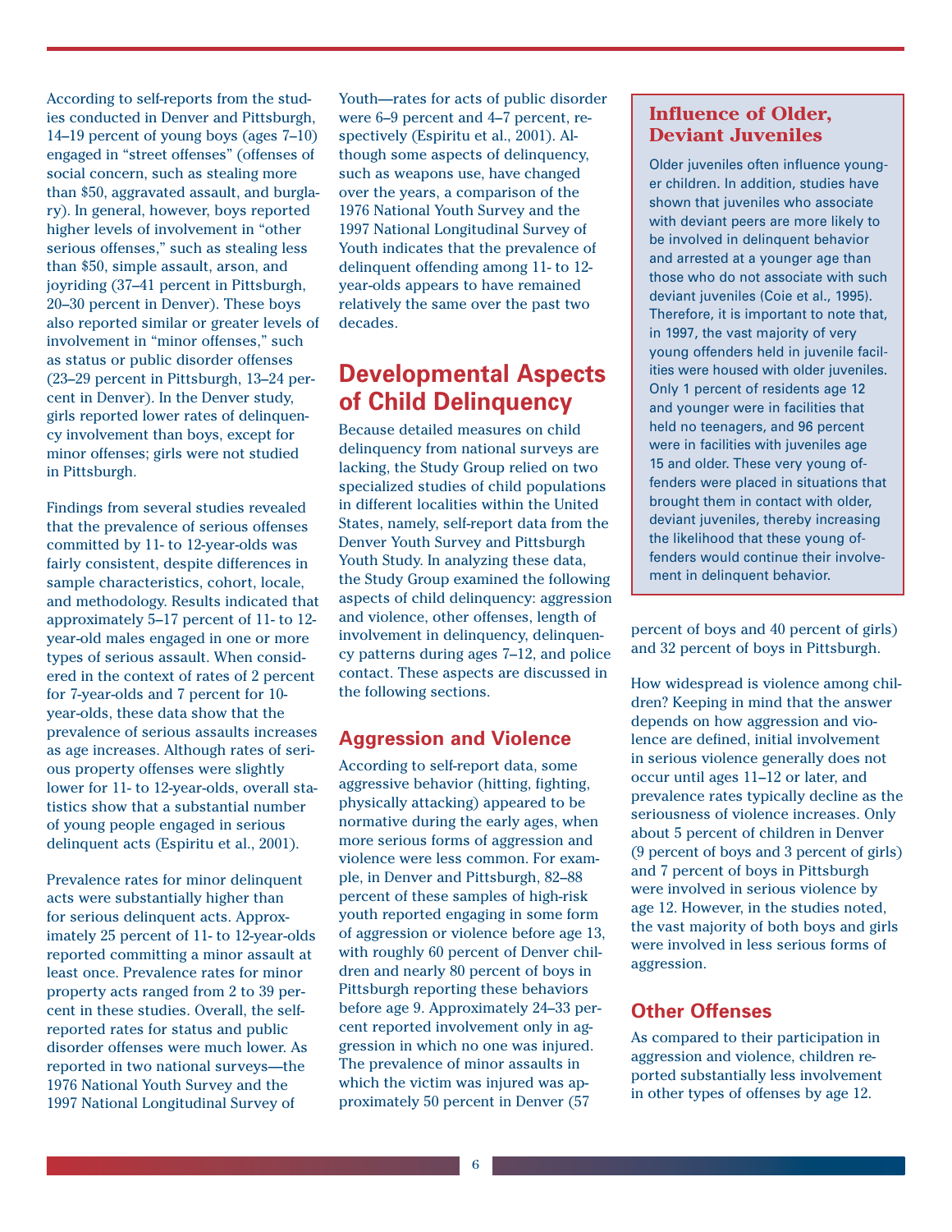According to self-reports from the studies conducted in Denver and Pittsburgh, 14–19 percent of young boys (ages 7–10) engaged in "street offenses" (offenses of social concern, such as stealing more than $50, aggravated assault, and burglary). In general, however, boys reported higher levels of involvement in "other serious offenses," such as stealing less than $50, simple assault, arson, and joyriding (37–41 percent in Pittsburgh, 20–30 percent in Denver). These boys also reported similar or greater levels of involvement in "minor offenses," such as status or public disorder offenses (23–29 percent in Pittsburgh, 13–24 percent in Denver). In the Denver study, girls reported lower rates of delinquency involvement than boys, except for minor offenses; girls were not studied in Pittsburgh.

Findings from several studies revealed that the prevalence of serious offenses committed by 11- to 12-year-olds was fairly consistent, despite differences in sample characteristics, cohort, locale, and methodology. Results indicated that approximately 5–17 percent of 11- to 12-year-old males engaged in one or more types of serious assault. When considered in the context of rates of 2 percent for 7-year-olds and 7 percent for 10-year-olds, these data show that the prevalence of serious assaults increases as age increases. Although rates of serious property offenses were slightly lower for 11- to 12-year-olds, overall statistics show that a substantial number of young people engaged in serious delinquent acts (Espiritu et al., 2001).

Prevalence rates for minor delinquent acts were substantially higher than for serious delinquent acts. Approximately 25 percent of 11- to 12-year-olds reported committing a minor assault at least once. Prevalence rates for minor property acts ranged from 2 to 39 percent in these studies. Overall, the self-reported rates for status and public disorder offenses were much lower. As reported in two national surveys—the 1976 National Youth Survey and the 1997 National Longitudinal Survey of Youth—rates for acts of public disorder were 6–9 percent and 4–7 percent, respectively (Espiritu et al., 2001). Although some aspects of delinquency, such as weapons use, have changed over the years, a comparison of the 1976 National Youth Survey and the 1997 National Longitudinal Survey of Youth indicates that the prevalence of delinquent offending among 11- to 12-year-olds appears to have remained relatively the same over the past two decades.

## Developmental Aspects of Child Delinquency

Because detailed measures on child delinquency from national surveys are lacking, the Study Group relied on two specialized studies of child populations in different localities within the United States, namely, self-report data from the Denver Youth Survey and Pittsburgh Youth Study. In analyzing these data, the Study Group examined the following aspects of child delinquency: aggression and violence, other offenses, length of involvement in delinquency, delinquency patterns during ages 7–12, and police contact. These aspects are discussed in the following sections.

### Aggression and Violence

According to self-report data, some aggressive behavior (hitting, fighting, physically attacking) appeared to be normative during the early ages, when more serious forms of aggression and violence were less common. For example, in Denver and Pittsburgh, 82–88 percent of these samples of high-risk youth reported engaging in some form of aggression or violence before age 13, with roughly 60 percent of Denver children and nearly 80 percent of boys in Pittsburgh reporting these behaviors before age 9. Approximately 24–33 percent reported involvement only in aggression in which no one was injured. The prevalence of minor assaults in which the victim was injured was approximately 50 percent in Denver (57 percent of boys and 40 percent of girls) and 32 percent of boys in Pittsburgh.

How widespread is violence among children? Keeping in mind that the answer depends on how aggression and violence are defined, initial involvement in serious violence generally does not occur until ages 11–12 or later, and prevalence rates typically decline as the seriousness of violence increases. Only about 5 percent of children in Denver (9 percent of boys and 3 percent of girls) and 7 percent of boys in Pittsburgh were involved in serious violence by age 12. However, in the studies noted, the vast majority of both boys and girls were involved in less serious forms of aggression.

### Influence of Older, Deviant Juveniles

Older juveniles often influence younger children. In addition, studies have shown that juveniles who associate with deviant peers are more likely to be involved in delinquent behavior and arrested at a younger age than those who do not associate with such deviant juveniles (Coie et al., 1995). Therefore, it is important to note that, in 1997, the vast majority of very young offenders held in juvenile facilities were housed with older juveniles. Only 1 percent of residents age 12 and younger were in facilities that held no teenagers, and 96 percent were in facilities with juveniles age 15 and older. These very young offenders were placed in situations that brought them in contact with older, deviant juveniles, thereby increasing the likelihood that these young offenders would continue their involvement in delinquent behavior.

### Other Offenses

As compared to their participation in aggression and violence, children reported substantially less involvement in other types of offenses by age 12.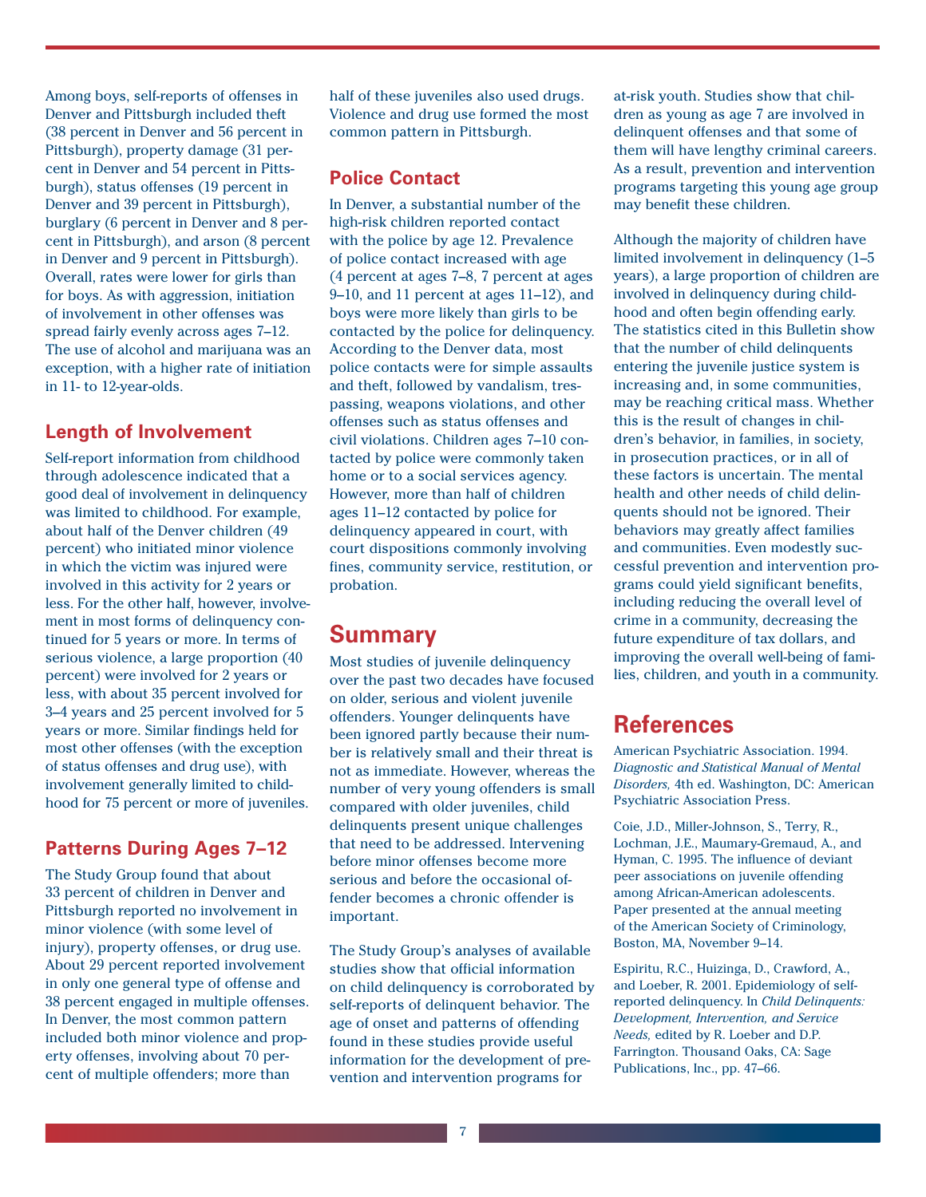Among boys, self-reports of offenses in Denver and Pittsburgh included theft (38 percent in Denver and 56 percent in Pittsburgh), property damage (31 percent in Denver and 54 percent in Pittsburgh), status offenses (19 percent in Denver and 39 percent in Pittsburgh), burglary (6 percent in Denver and 8 percent in Pittsburgh), and arson (8 percent in Denver and 9 percent in Pittsburgh). Overall, rates were lower for girls than for boys. As with aggression, initiation of involvement in other offenses was spread fairly evenly across ages 7–12. The use of alcohol and marijuana was an exception, with a higher rate of initiation in 11- to 12-year-olds.

## Length of Involvement

Self-report information from childhood through adolescence indicated that a good deal of involvement in delinquency was limited to childhood. For example, about half of the Denver children (49 percent) who initiated minor violence in which the victim was injured were involved in this activity for 2 years or less. For the other half, however, involvement in most forms of delinquency continued for 5 years or more. In terms of serious violence, a large proportion (40 percent) were involved for 2 years or less, with about 35 percent involved for 3–4 years and 25 percent involved for 5 years or more. Similar findings held for most other offenses (with the exception of status offenses and drug use), with involvement generally limited to childhood for 75 percent or more of juveniles.

## Patterns During Ages 7–12

The Study Group found that about 33 percent of children in Denver and Pittsburgh reported no involvement in minor violence (with some level of injury), property offenses, or drug use. About 29 percent reported involvement in only one general type of offense and 38 percent engaged in multiple offenses. In Denver, the most common pattern included both minor violence and property offenses, involving about 70 percent of multiple offenders; more than half of these juveniles also used drugs. Violence and drug use formed the most common pattern in Pittsburgh.

## Police Contact

In Denver, a substantial number of the high-risk children reported contact with the police by age 12. Prevalence of police contact increased with age (4 percent at ages 7–8, 7 percent at ages 9–10, and 11 percent at ages 11–12), and boys were more likely than girls to be contacted by the police for delinquency. According to the Denver data, most police contacts were for simple assaults and theft, followed by vandalism, trespassing, weapons violations, and other offenses such as status offenses and civil violations. Children ages 7–10 contacted by police were commonly taken home or to a social services agency. However, more than half of children ages 11–12 contacted by police for delinquency appeared in court, with court dispositions commonly involving fines, community service, restitution, or probation.

# Summary

Most studies of juvenile delinquency over the past two decades have focused on older, serious and violent juvenile offenders. Younger delinquents have been ignored partly because their number is relatively small and their threat is not as immediate. However, whereas the number of very young offenders is small compared with older juveniles, child delinquents present unique challenges that need to be addressed. Intervening before minor offenses become more serious and before the occasional offender becomes a chronic offender is important.

The Study Group's analyses of available studies show that official information on child delinquency is corroborated by self-reports of delinquent behavior. The age of onset and patterns of offending found in these studies provide useful information for the development of prevention and intervention programs for at-risk youth. Studies show that children as young as age 7 are involved in delinquent offenses and that some of them will have lengthy criminal careers. As a result, prevention and intervention programs targeting this young age group may benefit these children.

Although the majority of children have limited involvement in delinquency (1–5 years), a large proportion of children are involved in delinquency during childhood and often begin offending early. The statistics cited in this Bulletin show that the number of child delinquents entering the juvenile justice system is increasing and, in some communities, may be reaching critical mass. Whether this is the result of changes in children's behavior, in families, in society, in prosecution practices, or in all of these factors is uncertain. The mental health and other needs of child delinquents should not be ignored. Their behaviors may greatly affect families and communities. Even modestly successful prevention and intervention programs could yield significant benefits, including reducing the overall level of crime in a community, decreasing the future expenditure of tax dollars, and improving the overall well-being of families, children, and youth in a community.

# References

American Psychiatric Association. 1994. *Diagnostic and Statistical Manual of Mental Disorders,* 4th ed. Washington, DC: American Psychiatric Association Press.

Coie, J.D., Miller-Johnson, S., Terry, R., Lochman, J.E., Maumary-Gremaud, A., and Hyman, C. 1995. The influence of deviant peer associations on juvenile offending among African-American adolescents. Paper presented at the annual meeting of the American Society of Criminology, Boston, MA, November 9–14.

Espiritu, R.C., Huizinga, D., Crawford, A., and Loeber, R. 2001. Epidemiology of self-reported delinquency. In *Child Delinquents: Development, Intervention, and Service Needs,* edited by R. Loeber and D.P. Farrington. Thousand Oaks, CA: Sage Publications, Inc., pp. 47–66.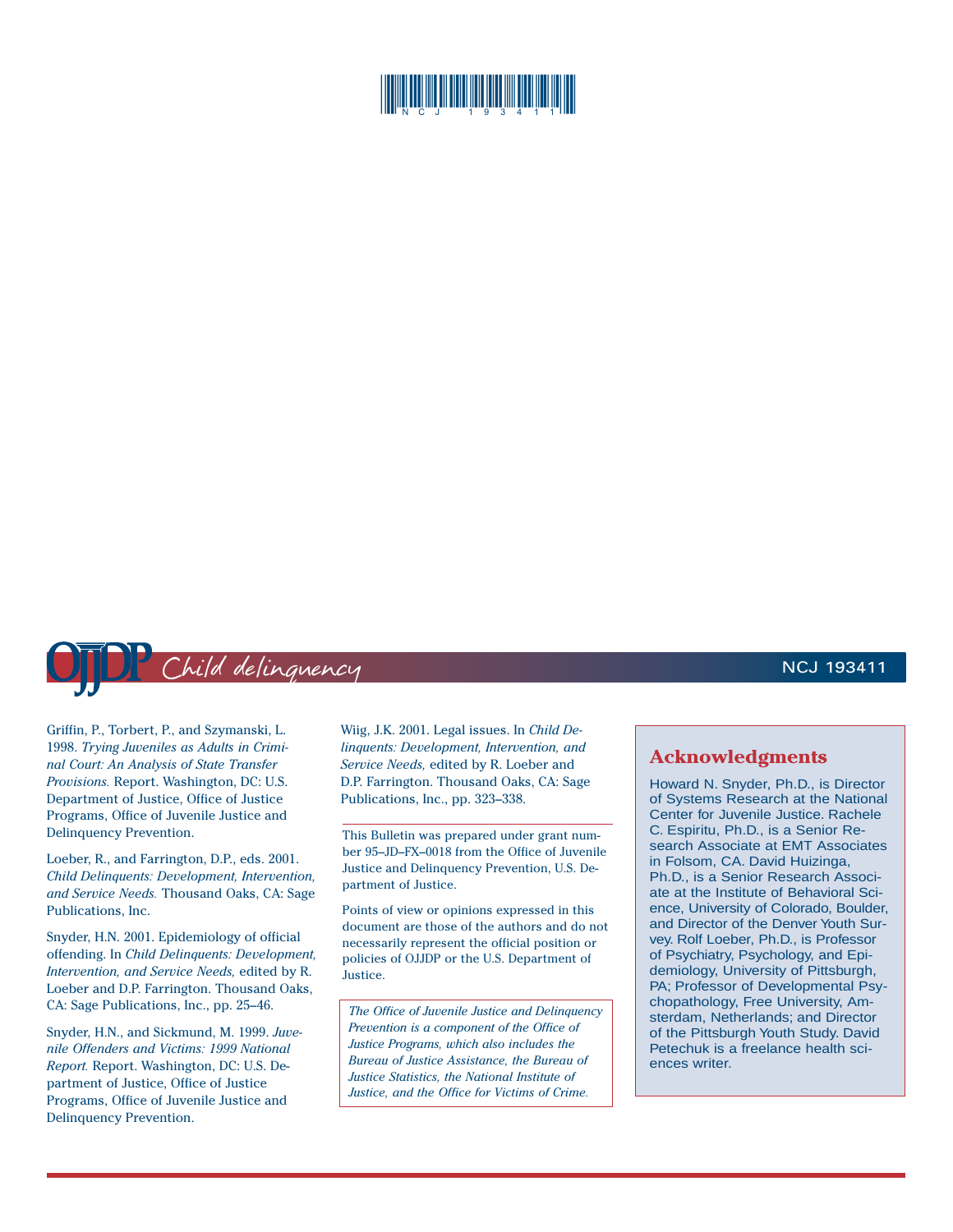Griffin, P., Torbert, P., and Szymanski, L. 1998. *Trying Juveniles as Adults in Criminal Court: An Analysis of State Transfer Provisions.* Report. Washington, DC: U.S. Department of Justice, Office of Justice Programs, Office of Juvenile Justice and Delinquency Prevention.

Loeber, R., and Farrington, D.P., eds. 2001. *Child Delinquents: Development, Intervention, and Service Needs.* Thousand Oaks, CA: Sage Publications, Inc.

Snyder, H.N. 2001. Epidemiology of official offending. In *Child Delinquents: Development, Intervention, and Service Needs,* edited by R. Loeber and D.P. Farrington. Thousand Oaks, CA: Sage Publications, Inc., pp. 25–46.

Snyder, H.N., and Sickmund, M. 1999. *Juvenile Offenders and Victims: 1999 National Report.* Report. Washington, DC: U.S. Department of Justice, Office of Justice Programs, Office of Juvenile Justice and Delinquency Prevention.

Wiig, J.K. 2001. Legal issues. In *Child Delinquents: Development, Intervention, and Service Needs,* edited by R. Loeber and D.P. Farrington. Thousand Oaks, CA: Sage Publications, Inc., pp. 323–338.

This Bulletin was prepared under grant number 95–JD–FX–0018 from the Office of Juvenile Justice and Delinquency Prevention, U.S. Department of Justice.

Points of view or opinions expressed in this document are those of the authors and do not necessarily represent the official position or policies of OJJDP or the U.S. Department of Justice.

*The Office of Juvenile Justice and Delinquency Prevention is a component of the Office of Justice Programs, which also includes the Bureau of Justice Assistance, the Bureau of Justice Statistics, the National Institute of Justice, and the Office for Victims of Crime.*

## Acknowledgments

Howard N. Snyder, Ph.D., is Director of Systems Research at the National Center for Juvenile Justice. Rachele C. Espiritu, Ph.D., is a Senior Research Associate at EMT Associates in Folsom, CA. David Huizinga, Ph.D., is a Senior Research Associate at the Institute of Behavioral Science, University of Colorado, Boulder, and Director of the Denver Youth Survey. Rolf Loeber, Ph.D., is Professor of Psychiatry, Psychology, and Epidemiology, University of Pittsburgh, PA; Professor of Developmental Psychopathology, Free University, Amsterdam, Netherlands; and Director of the Pittsburgh Youth Study. David Petechuk is a freelance health sciences writer.